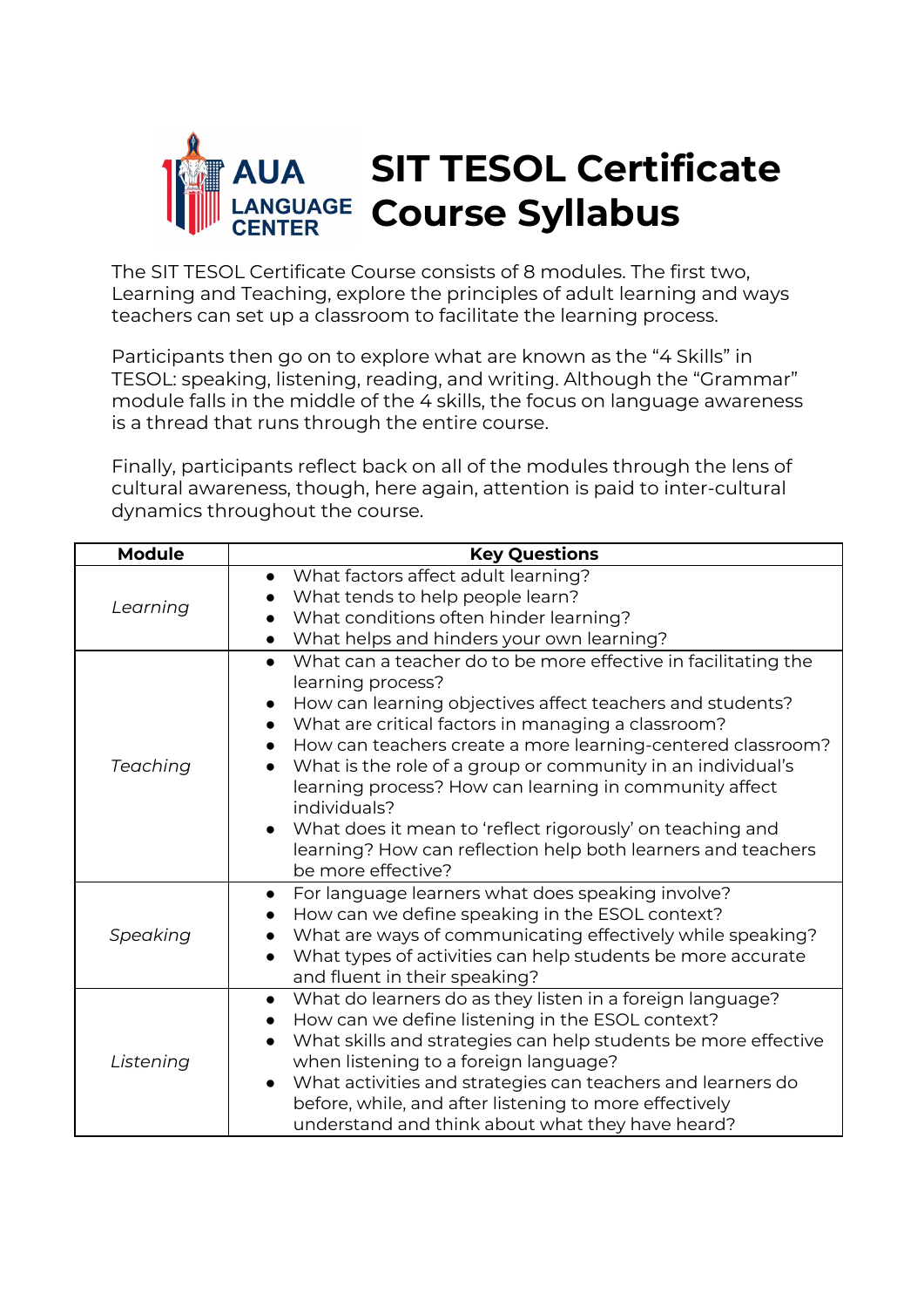# SIT TESOL Certificate Course Syllabus

AUA LANGUAGE CENTER

The SIT TESOL Certificate Course consists of 8 modules. The first two, Learning and Teaching, explore the principles of adult learning and ways teachers can set up a classroom to facilitate the learning process.

Participants then go on to explore what are known as the "4 Skills" in TESOL: speaking, listening, reading, and writing. Although the "Grammar" module falls in the middle of the 4 skills, the focus on language awareness is a thread that runs through the entire course.

Finally, participants reflect back on all of the modules through the lens of cultural awareness, though, here again, attention is paid to inter-cultural dynamics throughout the course.

| Module | Key Questions |
| --- | --- |
| *Learning* | • What factors affect adult learning?<br>• What tends to help people learn?<br>• What conditions often hinder learning?<br>• What helps and hinders your own learning? |
| *Teaching* | • What can a teacher do to be more effective in facilitating the learning process?<br>• How can learning objectives affect teachers and students?<br>• What are critical factors in managing a classroom?<br>• How can teachers create a more learning-centered classroom?<br>• What is the role of a group or community in an individual's learning process? How can learning in community affect individuals?<br>• What does it mean to 'reflect rigorously' on teaching and learning? How can reflection help both learners and teachers be more effective? |
| *Speaking* | • For language learners what does speaking involve?<br>• How can we define speaking in the ESOL context?<br>• What are ways of communicating effectively while speaking?<br>• What types of activities can help students be more accurate and fluent in their speaking? |
| *Listening* | • What do learners do as they listen in a foreign language?<br>• How can we define listening in the ESOL context?<br>• What skills and strategies can help students be more effective when listening to a foreign language?<br>• What activities and strategies can teachers and learners do before, while, and after listening to more effectively understand and think about what they have heard? |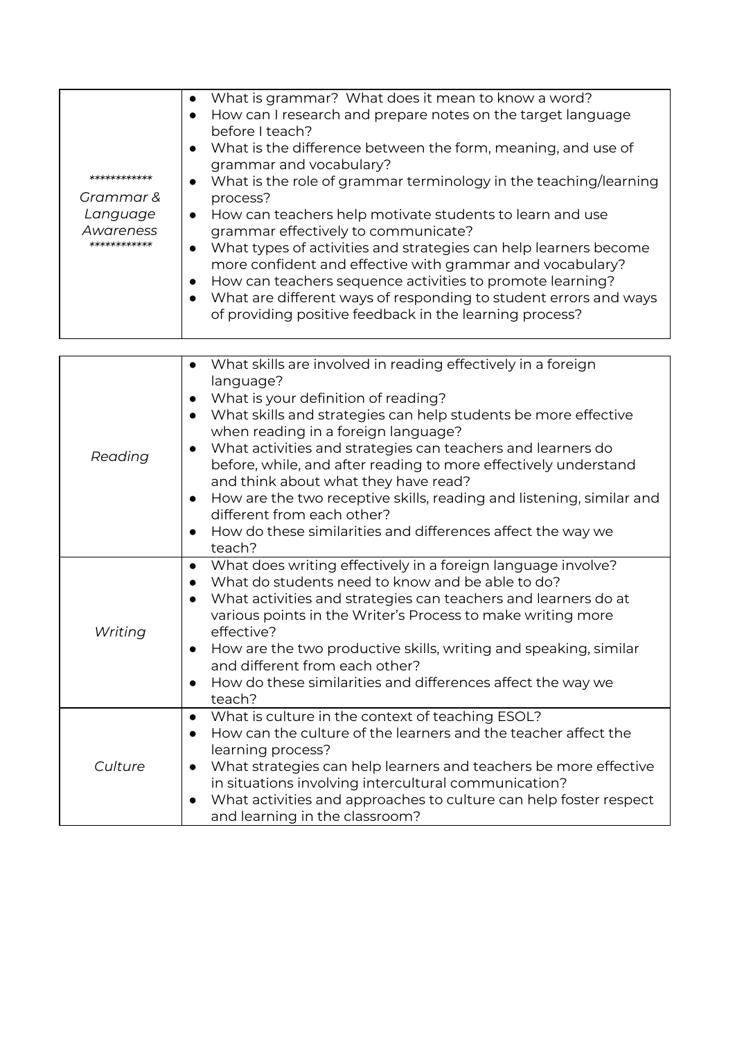| | |
|---|---|
| ************ *Grammar & Language Awareness* ************ | • What is grammar? What does it mean to know a word?<br>• How can I research and prepare notes on the target language before I teach?<br>• What is the difference between the form, meaning, and use of grammar and vocabulary?<br>• What is the role of grammar terminology in the teaching/learning process?<br>• How can teachers help motivate students to learn and use grammar effectively to communicate?<br>• What types of activities and strategies can help learners become more confident and effective with grammar and vocabulary?<br>• How can teachers sequence activities to promote learning?<br>• What are different ways of responding to student errors and ways of providing positive feedback in the learning process? |

| | |
|---|---|
| *Reading* | • What skills are involved in reading effectively in a foreign language?<br>• What is your definition of reading?<br>• What skills and strategies can help students be more effective when reading in a foreign language?<br>• What activities and strategies can teachers and learners do before, while, and after reading to more effectively understand and think about what they have read?<br>• How are the two receptive skills, reading and listening, similar and different from each other?<br>• How do these similarities and differences affect the way we teach? |
| *Writing* | • What does writing effectively in a foreign language involve?<br>• What do students need to know and be able to do?<br>• What activities and strategies can teachers and learners do at various points in the Writer's Process to make writing more effective?<br>• How are the two productive skills, writing and speaking, similar and different from each other?<br>• How do these similarities and differences affect the way we teach? |
| *Culture* | • What is culture in the context of teaching ESOL?<br>• How can the culture of the learners and the teacher affect the learning process?<br>• What strategies can help learners and teachers be more effective in situations involving intercultural communication?<br>• What activities and approaches to culture can help foster respect and learning in the classroom? |